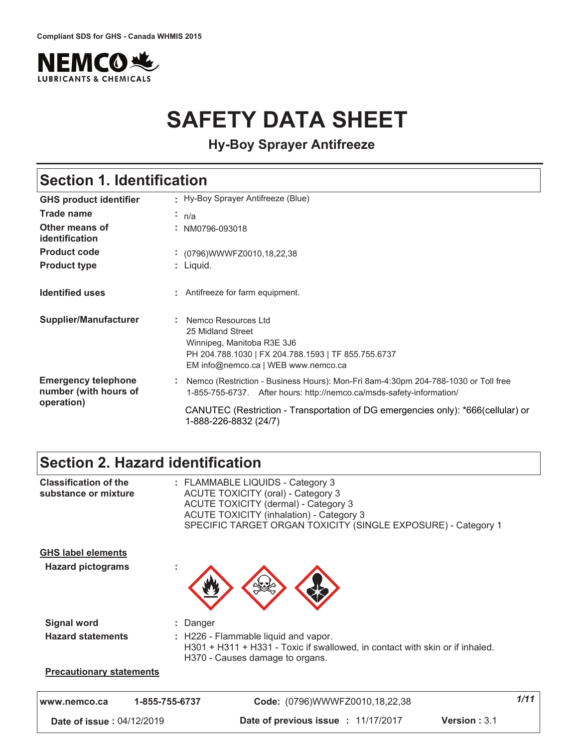Compliant SDS for GHS - Canada WHMIS 2015

# SAFETY DATA SHEET

## Hy-Boy Sprayer Antifreeze

## Section 1. Identification

| | |
|---|---|
| **GHS product identifier** | : Hy-Boy Sprayer Antifreeze (Blue) |
| **Trade name** | : n/a |
| **Other means of identification** | : NM0796-093018 |
| **Product code** | : (0796)WWWFZ0010,18,22,38 |
| **Product type** | : Liquid. |
| **Identified uses** | : Antifreeze for farm equipment. |
| **Supplier/Manufacturer** | : Nemco Resources Ltd<br>25 Midland Street<br>Winnipeg, Manitoba R3E 3J6<br>PH 204.788.1030 \| FX 204.788.1593 \| TF 855.755.6737<br>EM info@nemco.ca \| WEB www.nemco.ca |
| **Emergency telephone number (with hours of operation)** | : Nemco (Restriction - Business Hours): Mon-Fri 8am-4:30pm 204-788-1030 or Toll free 1-855-755-6737. After hours: http://nemco.ca/msds-safety-information/<br><br>CANUTEC (Restriction - Transportation of DG emergencies only): *666(cellular) or 1-888-226-8832 (24/7) |

## Section 2. Hazard identification

| | |
|---|---|
| **Classification of the substance or mixture** | : FLAMMABLE LIQUIDS - Category 3<br>ACUTE TOXICITY (oral) - Category 3<br>ACUTE TOXICITY (dermal) - Category 3<br>ACUTE TOXICITY (inhalation) - Category 3<br>SPECIFIC TARGET ORGAN TOXICITY (SINGLE EXPOSURE) - Category 1 |

**GHS label elements**

| | |
|---|---|
| **Hazard pictograms** | : |
| **Signal word** | : Danger |
| **Hazard statements** | : H226 - Flammable liquid and vapor.<br>H301 + H311 + H331 - Toxic if swallowed, in contact with skin or if inhaled.<br>H370 - Causes damage to organs. |

**Precautionary statements**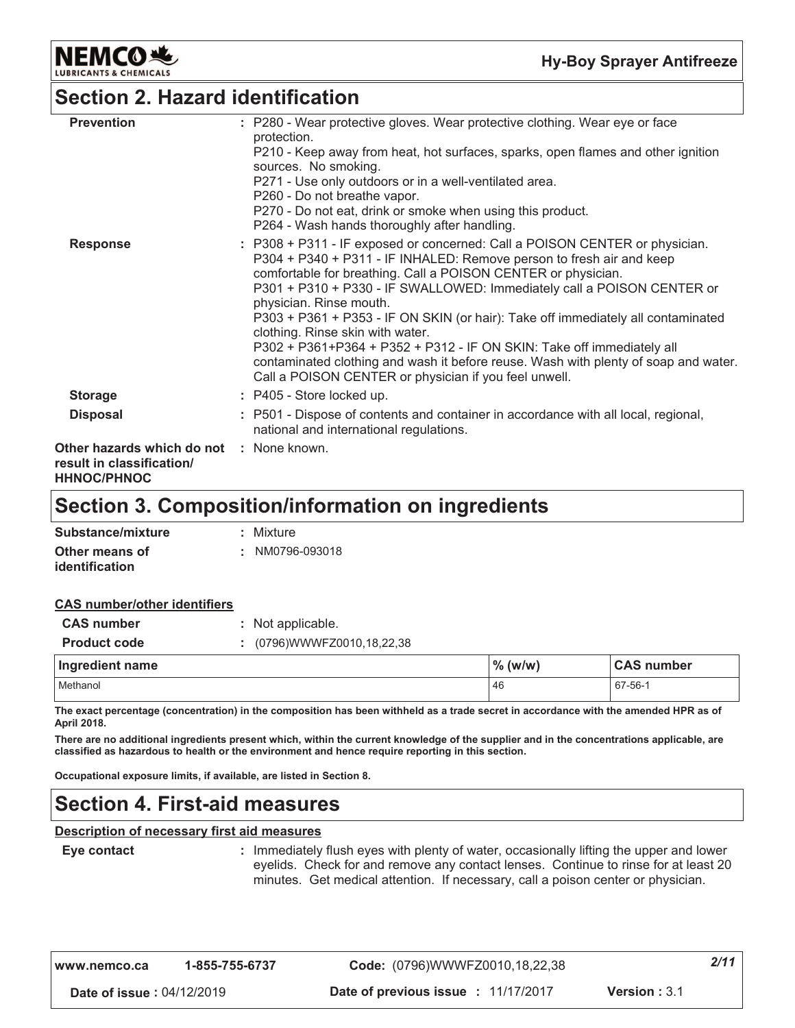## Section 2. Hazard identification

**Prevention** : P280 - Wear protective gloves. Wear protective clothing. Wear eye or face protection.
P210 - Keep away from heat, hot surfaces, sparks, open flames and other ignition sources. No smoking.
P271 - Use only outdoors or in a well-ventilated area.
P260 - Do not breathe vapor.
P270 - Do not eat, drink or smoke when using this product.
P264 - Wash hands thoroughly after handling.

**Response** : P308 + P311 - IF exposed or concerned: Call a POISON CENTER or physician.
P304 + P340 + P311 - IF INHALED: Remove person to fresh air and keep comfortable for breathing. Call a POISON CENTER or physician.
P301 + P310 + P330 - IF SWALLOWED: Immediately call a POISON CENTER or physician. Rinse mouth.
P303 + P361 + P353 - IF ON SKIN (or hair): Take off immediately all contaminated clothing. Rinse skin with water.
P302 + P361+P364 + P352 + P312 - IF ON SKIN: Take off immediately all contaminated clothing and wash it before reuse. Wash with plenty of soap and water. Call a POISON CENTER or physician if you feel unwell.

**Storage** : P405 - Store locked up.

**Disposal** : P501 - Dispose of contents and container in accordance with all local, regional, national and international regulations.

**Other hazards which do not result in classification/ HHNOC/PHNOC** : None known.

## Section 3. Composition/information on ingredients

**Substance/mixture** : Mixture

**Other means of identification** : NM0796-093018

**CAS number/other identifiers**

**CAS number** : Not applicable.

**Product code** : (0796)WWWFZ0010,18,22,38

| Ingredient name | % (w/w) | CAS number |
|---|---|---|
| Methanol | 46 | 67-56-1 |

**The exact percentage (concentration) in the composition has been withheld as a trade secret in accordance with the amended HPR as of April 2018.**

**There are no additional ingredients present which, within the current knowledge of the supplier and in the concentrations applicable, are classified as hazardous to health or the environment and hence require reporting in this section.**

**Occupational exposure limits, if available, are listed in Section 8.**

## Section 4. First-aid measures

**Description of necessary first aid measures**

**Eye contact** : Immediately flush eyes with plenty of water, occasionally lifting the upper and lower eyelids. Check for and remove any contact lenses. Continue to rinse for at least 20 minutes. Get medical attention. If necessary, call a poison center or physician.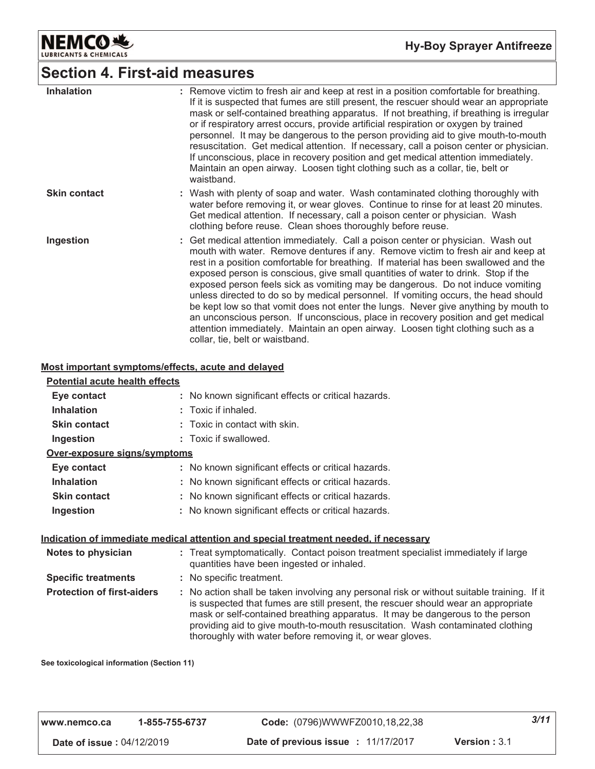## Section 4. First-aid measures

| | |
|---|---|
| **Inhalation** | : Remove victim to fresh air and keep at rest in a position comfortable for breathing. If it is suspected that fumes are still present, the rescuer should wear an appropriate mask or self-contained breathing apparatus. If not breathing, if breathing is irregular or if respiratory arrest occurs, provide artificial respiration or oxygen by trained personnel. It may be dangerous to the person providing aid to give mouth-to-mouth resuscitation. Get medical attention. If necessary, call a poison center or physician. If unconscious, place in recovery position and get medical attention immediately. Maintain an open airway. Loosen tight clothing such as a collar, tie, belt or waistband. |
| **Skin contact** | : Wash with plenty of soap and water. Wash contaminated clothing thoroughly with water before removing it, or wear gloves. Continue to rinse for at least 20 minutes. Get medical attention. If necessary, call a poison center or physician. Wash clothing before reuse. Clean shoes thoroughly before reuse. |
| **Ingestion** | : Get medical attention immediately. Call a poison center or physician. Wash out mouth with water. Remove dentures if any. Remove victim to fresh air and keep at rest in a position comfortable for breathing. If material has been swallowed and the exposed person is conscious, give small quantities of water to drink. Stop if the exposed person feels sick as vomiting may be dangerous. Do not induce vomiting unless directed to do so by medical personnel. If vomiting occurs, the head should be kept low so that vomit does not enter the lungs. Never give anything by mouth to an unconscious person. If unconscious, place in recovery position and get medical attention immediately. Maintain an open airway. Loosen tight clothing such as a collar, tie, belt or waistband. |

### Most important symptoms/effects, acute and delayed

**Potential acute health effects**

| | |
|---|---|
| **Eye contact** | : No known significant effects or critical hazards. |
| **Inhalation** | : Toxic if inhaled. |
| **Skin contact** | : Toxic in contact with skin. |
| **Ingestion** | : Toxic if swallowed. |

**Over-exposure signs/symptoms**

| | |
|---|---|
| **Eye contact** | : No known significant effects or critical hazards. |
| **Inhalation** | : No known significant effects or critical hazards. |
| **Skin contact** | : No known significant effects or critical hazards. |
| **Ingestion** | : No known significant effects or critical hazards. |

### Indication of immediate medical attention and special treatment needed, if necessary

| | |
|---|---|
| **Notes to physician** | : Treat symptomatically. Contact poison treatment specialist immediately if large quantities have been ingested or inhaled. |
| **Specific treatments** | : No specific treatment. |
| **Protection of first-aiders** | : No action shall be taken involving any personal risk or without suitable training. If it is suspected that fumes are still present, the rescuer should wear an appropriate mask or self-contained breathing apparatus. It may be dangerous to the person providing aid to give mouth-to-mouth resuscitation. Wash contaminated clothing thoroughly with water before removing it, or wear gloves. |

**See toxicological information (Section 11)**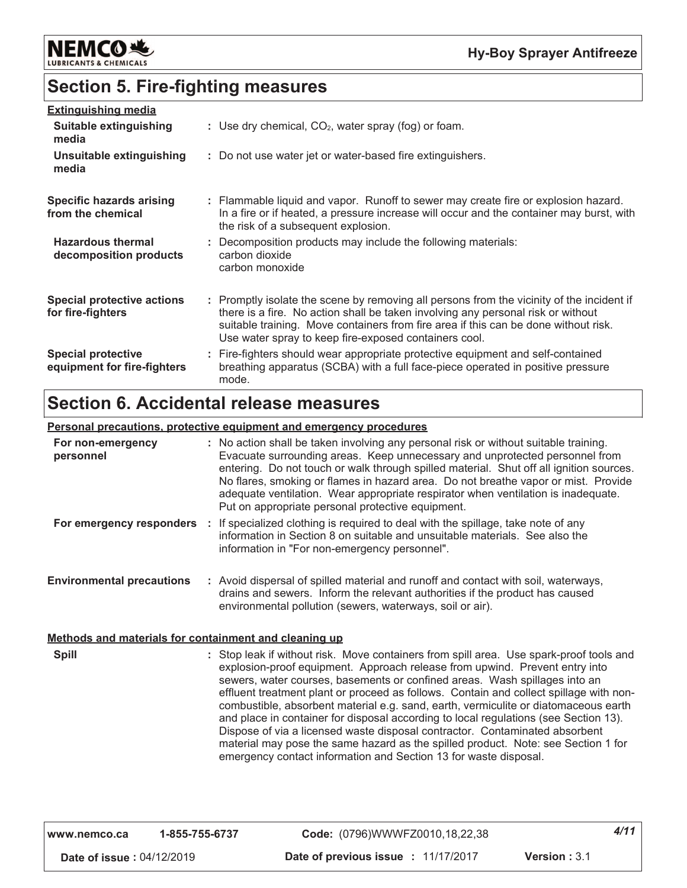## Section 5. Fire-fighting measures

**Extinguishing media**

| | |
|---|---|
| **Suitable extinguishing media** | : Use dry chemical, $CO_2$, water spray (fog) or foam. |
| **Unsuitable extinguishing media** | : Do not use water jet or water-based fire extinguishers. |
| **Specific hazards arising from the chemical** | : Flammable liquid and vapor. Runoff to sewer may create fire or explosion hazard. In a fire or if heated, a pressure increase will occur and the container may burst, with the risk of a subsequent explosion. |
| **Hazardous thermal decomposition products** | : Decomposition products may include the following materials: carbon dioxide carbon monoxide |
| **Special protective actions for fire-fighters** | : Promptly isolate the scene by removing all persons from the vicinity of the incident if there is a fire. No action shall be taken involving any personal risk or without suitable training. Move containers from fire area if this can be done without risk. Use water spray to keep fire-exposed containers cool. |
| **Special protective equipment for fire-fighters** | : Fire-fighters should wear appropriate protective equipment and self-contained breathing apparatus (SCBA) with a full face-piece operated in positive pressure mode. |

## Section 6. Accidental release measures

**Personal precautions, protective equipment and emergency procedures**

| | |
|---|---|
| **For non-emergency personnel** | : No action shall be taken involving any personal risk or without suitable training. Evacuate surrounding areas. Keep unnecessary and unprotected personnel from entering. Do not touch or walk through spilled material. Shut off all ignition sources. No flares, smoking or flames in hazard area. Do not breathe vapor or mist. Provide adequate ventilation. Wear appropriate respirator when ventilation is inadequate. Put on appropriate personal protective equipment. |
| **For emergency responders** | : If specialized clothing is required to deal with the spillage, take note of any information in Section 8 on suitable and unsuitable materials. See also the information in "For non-emergency personnel". |
| **Environmental precautions** | : Avoid dispersal of spilled material and runoff and contact with soil, waterways, drains and sewers. Inform the relevant authorities if the product has caused environmental pollution (sewers, waterways, soil or air). |

**Methods and materials for containment and cleaning up**

| | |
|---|---|
| **Spill** | : Stop leak if without risk. Move containers from spill area. Use spark-proof tools and explosion-proof equipment. Approach release from upwind. Prevent entry into sewers, water courses, basements or confined areas. Wash spillages into an effluent treatment plant or proceed as follows. Contain and collect spillage with non-combustible, absorbent material e.g. sand, earth, vermiculite or diatomaceous earth and place in container for disposal according to local regulations (see Section 13). Dispose of via a licensed waste disposal contractor. Contaminated absorbent material may pose the same hazard as the spilled product. Note: see Section 1 for emergency contact information and Section 13 for waste disposal. |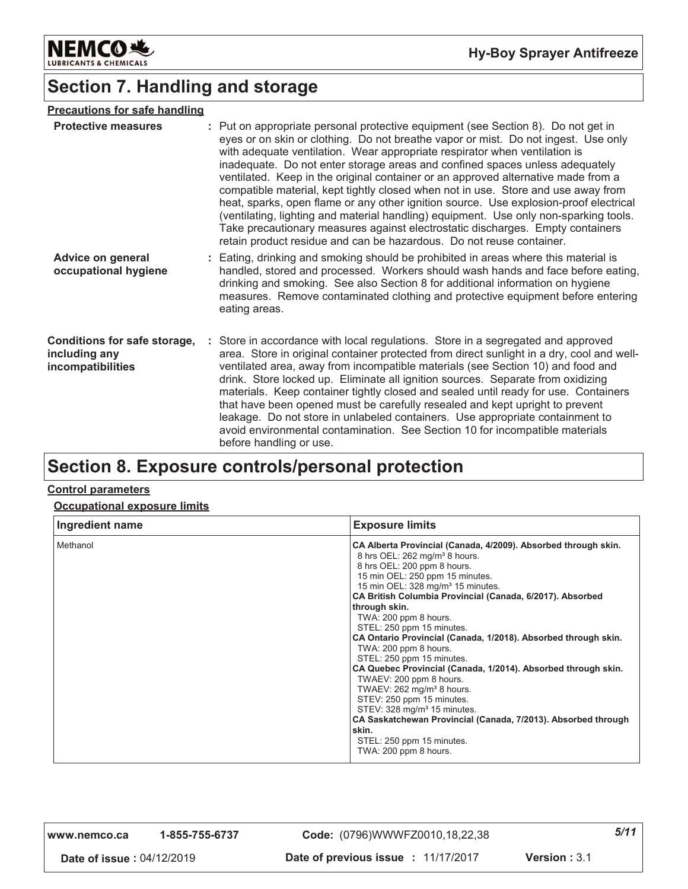# Section 7. Handling and storage

**Precautions for safe handling**

**Protective measures** : Put on appropriate personal protective equipment (see Section 8). Do not get in eyes or on skin or clothing. Do not breathe vapor or mist. Do not ingest. Use only with adequate ventilation. Wear appropriate respirator when ventilation is inadequate. Do not enter storage areas and confined spaces unless adequately ventilated. Keep in the original container or an approved alternative made from a compatible material, kept tightly closed when not in use. Store and use away from heat, sparks, open flame or any other ignition source. Use explosion-proof electrical (ventilating, lighting and material handling) equipment. Use only non-sparking tools. Take precautionary measures against electrostatic discharges. Empty containers retain product residue and can be hazardous. Do not reuse container.

**Advice on general occupational hygiene** : Eating, drinking and smoking should be prohibited in areas where this material is handled, stored and processed. Workers should wash hands and face before eating, drinking and smoking. See also Section 8 for additional information on hygiene measures. Remove contaminated clothing and protective equipment before entering eating areas.

**Conditions for safe storage, including any incompatibilities** : Store in accordance with local regulations. Store in a segregated and approved area. Store in original container protected from direct sunlight in a dry, cool and well-ventilated area, away from incompatible materials (see Section 10) and food and drink. Store locked up. Eliminate all ignition sources. Separate from oxidizing materials. Keep container tightly closed and sealed until ready for use. Containers that have been opened must be carefully resealed and kept upright to prevent leakage. Do not store in unlabeled containers. Use appropriate containment to avoid environmental contamination. See Section 10 for incompatible materials before handling or use.

# Section 8. Exposure controls/personal protection

**Control parameters**

**Occupational exposure limits**

| Ingredient name | Exposure limits |
|---|---|
| Methanol | **CA Alberta Provincial (Canada, 4/2009). Absorbed through skin.**<br>8 hrs OEL: 262 mg/m³ 8 hours.<br>8 hrs OEL: 200 ppm 8 hours.<br>15 min OEL: 250 ppm 15 minutes.<br>15 min OEL: 328 mg/m³ 15 minutes.<br>**CA British Columbia Provincial (Canada, 6/2017). Absorbed through skin.**<br>TWA: 200 ppm 8 hours.<br>STEL: 250 ppm 15 minutes.<br>**CA Ontario Provincial (Canada, 1/2018). Absorbed through skin.**<br>TWA: 200 ppm 8 hours.<br>STEL: 250 ppm 15 minutes.<br>**CA Quebec Provincial (Canada, 1/2014). Absorbed through skin.**<br>TWAEV: 200 ppm 8 hours.<br>TWAEV: 262 mg/m³ 8 hours.<br>STEV: 250 ppm 15 minutes.<br>STEV: 328 mg/m³ 15 minutes.<br>**CA Saskatchewan Provincial (Canada, 7/2013). Absorbed through skin.**<br>STEL: 250 ppm 15 minutes.<br>TWA: 200 ppm 8 hours. |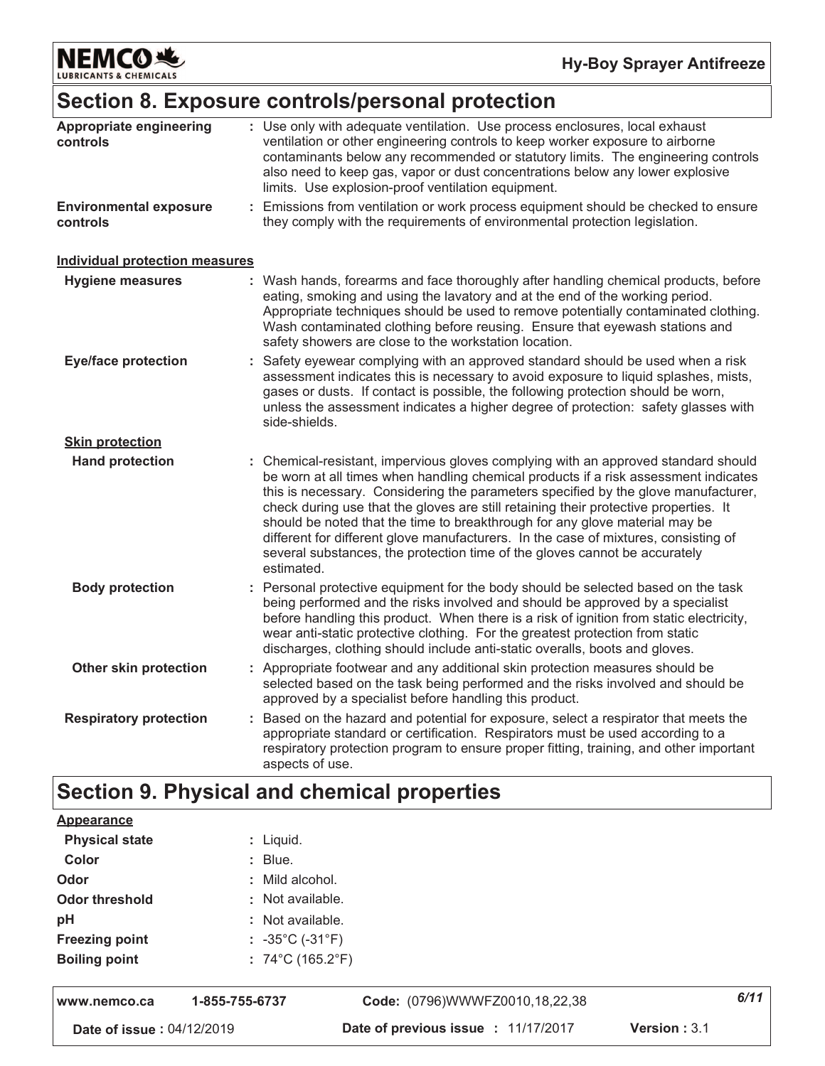## Section 8. Exposure controls/personal protection

| | |
|---|---|
| **Appropriate engineering controls** | : Use only with adequate ventilation. Use process enclosures, local exhaust ventilation or other engineering controls to keep worker exposure to airborne contaminants below any recommended or statutory limits. The engineering controls also need to keep gas, vapor or dust concentrations below any lower explosive limits. Use explosion-proof ventilation equipment. |
| **Environmental exposure controls** | : Emissions from ventilation or work process equipment should be checked to ensure they comply with the requirements of environmental protection legislation. |

**Individual protection measures**

| | |
|---|---|
| **Hygiene measures** | : Wash hands, forearms and face thoroughly after handling chemical products, before eating, smoking and using the lavatory and at the end of the working period. Appropriate techniques should be used to remove potentially contaminated clothing. Wash contaminated clothing before reusing. Ensure that eyewash stations and safety showers are close to the workstation location. |
| **Eye/face protection** | : Safety eyewear complying with an approved standard should be used when a risk assessment indicates this is necessary to avoid exposure to liquid splashes, mists, gases or dusts. If contact is possible, the following protection should be worn, unless the assessment indicates a higher degree of protection: safety glasses with side-shields. |

**Skin protection**

| | |
|---|---|
| **Hand protection** | : Chemical-resistant, impervious gloves complying with an approved standard should be worn at all times when handling chemical products if a risk assessment indicates this is necessary. Considering the parameters specified by the glove manufacturer, check during use that the gloves are still retaining their protective properties. It should be noted that the time to breakthrough for any glove material may be different for different glove manufacturers. In the case of mixtures, consisting of several substances, the protection time of the gloves cannot be accurately estimated. |
| **Body protection** | : Personal protective equipment for the body should be selected based on the task being performed and the risks involved and should be approved by a specialist before handling this product. When there is a risk of ignition from static electricity, wear anti-static protective clothing. For the greatest protection from static discharges, clothing should include anti-static overalls, boots and gloves. |
| **Other skin protection** | : Appropriate footwear and any additional skin protection measures should be selected based on the task being performed and the risks involved and should be approved by a specialist before handling this product. |
| **Respiratory protection** | : Based on the hazard and potential for exposure, select a respirator that meets the appropriate standard or certification. Respirators must be used according to a respiratory protection program to ensure proper fitting, training, and other important aspects of use. |

## Section 9. Physical and chemical properties

**Appearance**

| | |
|---|---|
| **Physical state** | : Liquid. |
| **Color** | : Blue. |
| **Odor** | : Mild alcohol. |
| **Odor threshold** | : Not available. |
| **pH** | : Not available. |
| **Freezing point** | : -35°C (-31°F) |
| **Boiling point** | : 74°C (165.2°F) |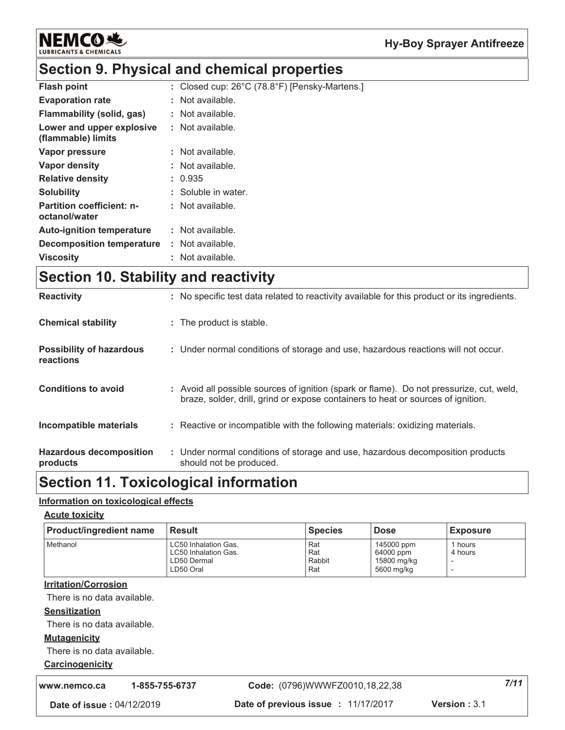## Section 9. Physical and chemical properties

| | |
|---|---|
| **Flash point** | : Closed cup: 26°C (78.8°F) [Pensky-Martens.] |
| **Evaporation rate** | : Not available. |
| **Flammability (solid, gas)** | : Not available. |
| **Lower and upper explosive (flammable) limits** | : Not available. |
| **Vapor pressure** | : Not available. |
| **Vapor density** | : Not available. |
| **Relative density** | : 0.935 |
| **Solubility** | : Soluble in water. |
| **Partition coefficient: n-octanol/water** | : Not available. |
| **Auto-ignition temperature** | : Not available. |
| **Decomposition temperature** | : Not available. |
| **Viscosity** | : Not available. |

## Section 10. Stability and reactivity

| | |
|---|---|
| **Reactivity** | : No specific test data related to reactivity available for this product or its ingredients. |
| **Chemical stability** | : The product is stable. |
| **Possibility of hazardous reactions** | : Under normal conditions of storage and use, hazardous reactions will not occur. |
| **Conditions to avoid** | : Avoid all possible sources of ignition (spark or flame). Do not pressurize, cut, weld, braze, solder, drill, grind or expose containers to heat or sources of ignition. |
| **Incompatible materials** | : Reactive or incompatible with the following materials: oxidizing materials. |
| **Hazardous decomposition products** | : Under normal conditions of storage and use, hazardous decomposition products should not be produced. |

## Section 11. Toxicological information

**Information on toxicological effects**

**Acute toxicity**

| Product/ingredient name | Result | Species | Dose | Exposure |
|---|---|---|---|---|
| Methanol | LC50 Inhalation Gas. | Rat | 145000 ppm | 1 hours |
| | LC50 Inhalation Gas. | Rat | 64000 ppm | 4 hours |
| | LD50 Dermal | Rabbit | 15800 mg/kg | - |
| | LD50 Oral | Rat | 5600 mg/kg | - |

**Irritation/Corrosion**

There is no data available.

**Sensitization**

There is no data available.

**Mutagenicity**

There is no data available.

**Carcinogenicity**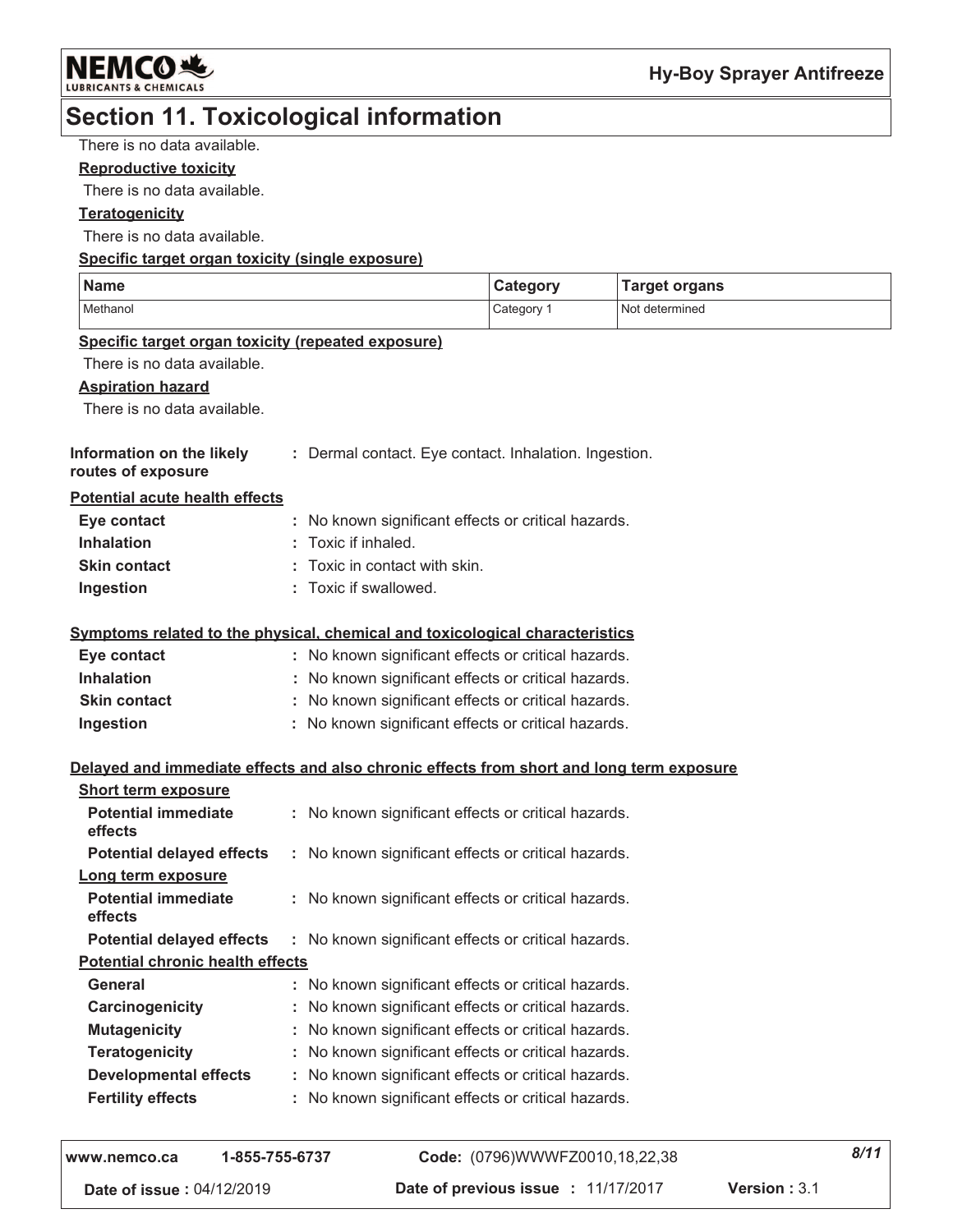## Section 11. Toxicological information

There is no data available.

**Reproductive toxicity**

There is no data available.

**Teratogenicity**

There is no data available.

**Specific target organ toxicity (single exposure)**

| Name | Category | Target organs |
| --- | --- | --- |
| Methanol | Category 1 | Not determined |

**Specific target organ toxicity (repeated exposure)**

There is no data available.

**Aspiration hazard**

There is no data available.

**Information on the likely routes of exposure** : Dermal contact. Eye contact. Inhalation. Ingestion.

**Potential acute health effects**

- **Eye contact** : No known significant effects or critical hazards.
- **Inhalation** : Toxic if inhaled.
- **Skin contact** : Toxic in contact with skin.
- **Ingestion** : Toxic if swallowed.

**Symptoms related to the physical, chemical and toxicological characteristics**

- **Eye contact** : No known significant effects or critical hazards.
- **Inhalation** : No known significant effects or critical hazards.
- **Skin contact** : No known significant effects or critical hazards.
- **Ingestion** : No known significant effects or critical hazards.

**Delayed and immediate effects and also chronic effects from short and long term exposure**

**Short term exposure**

- **Potential immediate effects** : No known significant effects or critical hazards.
- **Potential delayed effects** : No known significant effects or critical hazards.

**Long term exposure**

- **Potential immediate effects** : No known significant effects or critical hazards.
- **Potential delayed effects** : No known significant effects or critical hazards.

**Potential chronic health effects**

- **General** : No known significant effects or critical hazards.
- **Carcinogenicity** : No known significant effects or critical hazards.
- **Mutagenicity** : No known significant effects or critical hazards.
- **Teratogenicity** : No known significant effects or critical hazards.
- **Developmental effects** : No known significant effects or critical hazards.
- **Fertility effects** : No known significant effects or critical hazards.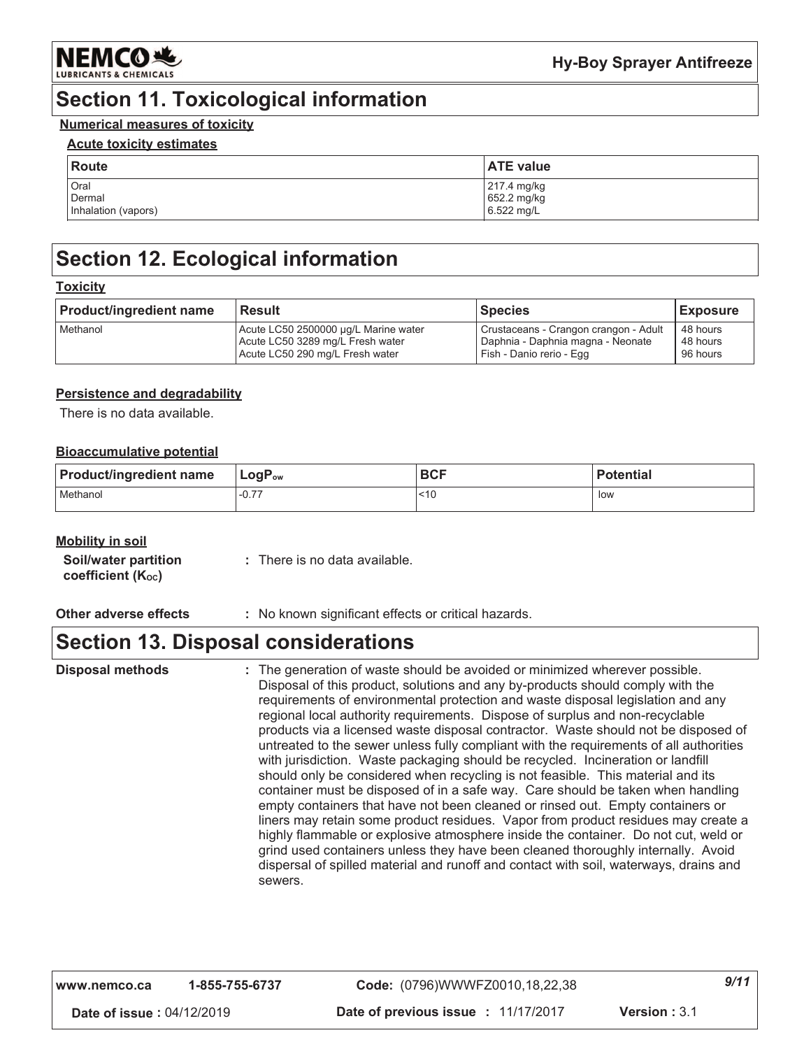# Section 11. Toxicological information

**Numerical measures of toxicity**

**Acute toxicity estimates**

| Route | ATE value |
|---|---|
| Oral | 217.4 mg/kg |
| Dermal | 652.2 mg/kg |
| Inhalation (vapors) | 6.522 mg/L |

# Section 12. Ecological information

**Toxicity**

| Product/ingredient name | Result | Species | Exposure |
|---|---|---|---|
| Methanol | Acute LC50 2500000 µg/L Marine water<br>Acute LC50 3289 mg/L Fresh water<br>Acute LC50 290 mg/L Fresh water | Crustaceans - Crangon crangon - Adult<br>Daphnia - Daphnia magna - Neonate<br>Fish - Danio rerio - Egg | 48 hours<br>48 hours<br>96 hours |

**Persistence and degradability**

There is no data available.

**Bioaccumulative potential**

| Product/ingredient name | $LogP_{ow}$ | BCF | Potential |
|---|---|---|---|
| Methanol | -0.77 | <10 | low |

**Mobility in soil**

**Soil/water partition coefficient ($K_{OC}$)** : There is no data available.

**Other adverse effects** : No known significant effects or critical hazards.

# Section 13. Disposal considerations

**Disposal methods** : The generation of waste should be avoided or minimized wherever possible. Disposal of this product, solutions and any by-products should comply with the requirements of environmental protection and waste disposal legislation and any regional local authority requirements. Dispose of surplus and non-recyclable products via a licensed waste disposal contractor. Waste should not be disposed of untreated to the sewer unless fully compliant with the requirements of all authorities with jurisdiction. Waste packaging should be recycled. Incineration or landfill should only be considered when recycling is not feasible. This material and its container must be disposed of in a safe way. Care should be taken when handling empty containers that have not been cleaned or rinsed out. Empty containers or liners may retain some product residues. Vapor from product residues may create a highly flammable or explosive atmosphere inside the container. Do not cut, weld or grind used containers unless they have been cleaned thoroughly internally. Avoid dispersal of spilled material and runoff and contact with soil, waterways, drains and sewers.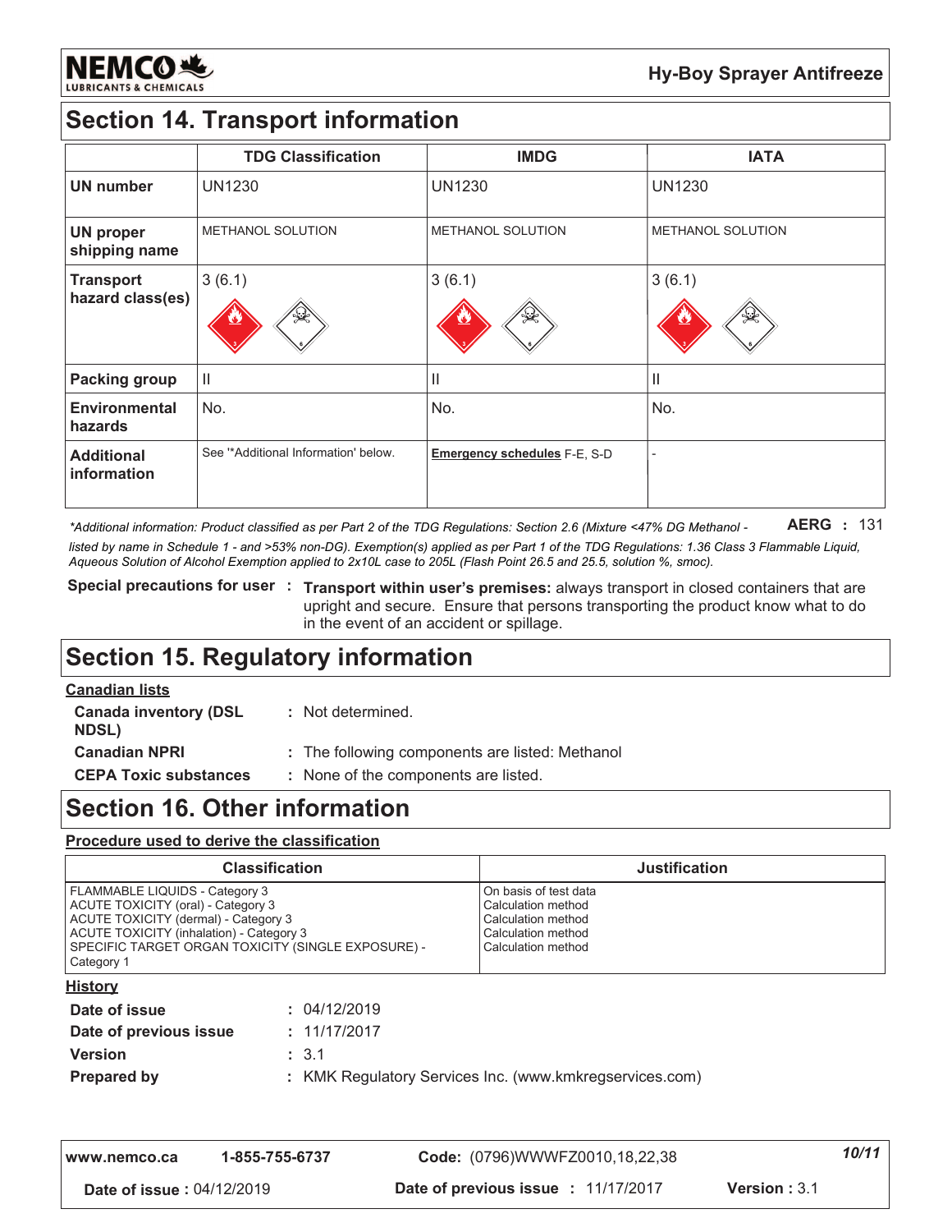## Section 14. Transport information

| | TDG Classification | IMDG | IATA |
|---|---|---|---|
| **UN number** | UN1230 | UN1230 | UN1230 |
| **UN proper shipping name** | METHANOL SOLUTION | METHANOL SOLUTION | METHANOL SOLUTION |
| **Transport hazard class(es)** | 3 (6.1) | 3 (6.1) | 3 (6.1) |
| **Packing group** | II | II | II |
| **Environmental hazards** | No. | No. | No. |
| **Additional information** | See '*Additional Information' below. | **Emergency schedules** F-E, S-D | - |

*\*Additional information: Product classified as per Part 2 of the TDG Regulations: Section 2.6 (Mixture <47% DG Methanol - listed by name in Schedule 1 - and >53% non-DG). Exemption(s) applied as per Part 1 of the TDG Regulations: 1.36 Class 3 Flammable Liquid, Aqueous Solution of Alcohol Exemption applied to 2x10L case to 205L (Flash Point 26.5 and 25.5, solution %, smoc).*

**AERG** : 131

**Special precautions for user** : **Transport within user's premises:** always transport in closed containers that are upright and secure. Ensure that persons transporting the product know what to do in the event of an accident or spillage.

## Section 15. Regulatory information

**Canadian lists**

**Canada inventory (DSL NDSL)** : Not determined.

**Canadian NPRI** : The following components are listed: Methanol

**CEPA Toxic substances** : None of the components are listed.

## Section 16. Other information

**Procedure used to derive the classification**

| Classification | Justification |
|---|---|
| FLAMMABLE LIQUIDS - Category 3 | On basis of test data |
| ACUTE TOXICITY (oral) - Category 3 | Calculation method |
| ACUTE TOXICITY (dermal) - Category 3 | Calculation method |
| ACUTE TOXICITY (inhalation) - Category 3 | Calculation method |
| SPECIFIC TARGET ORGAN TOXICITY (SINGLE EXPOSURE) - Category 1 | Calculation method |

**History**

**Date of issue** : 04/12/2019

**Date of previous issue** : 11/17/2017

**Version** : 3.1

**Prepared by** : KMK Regulatory Services Inc. (www.kmkregservices.com)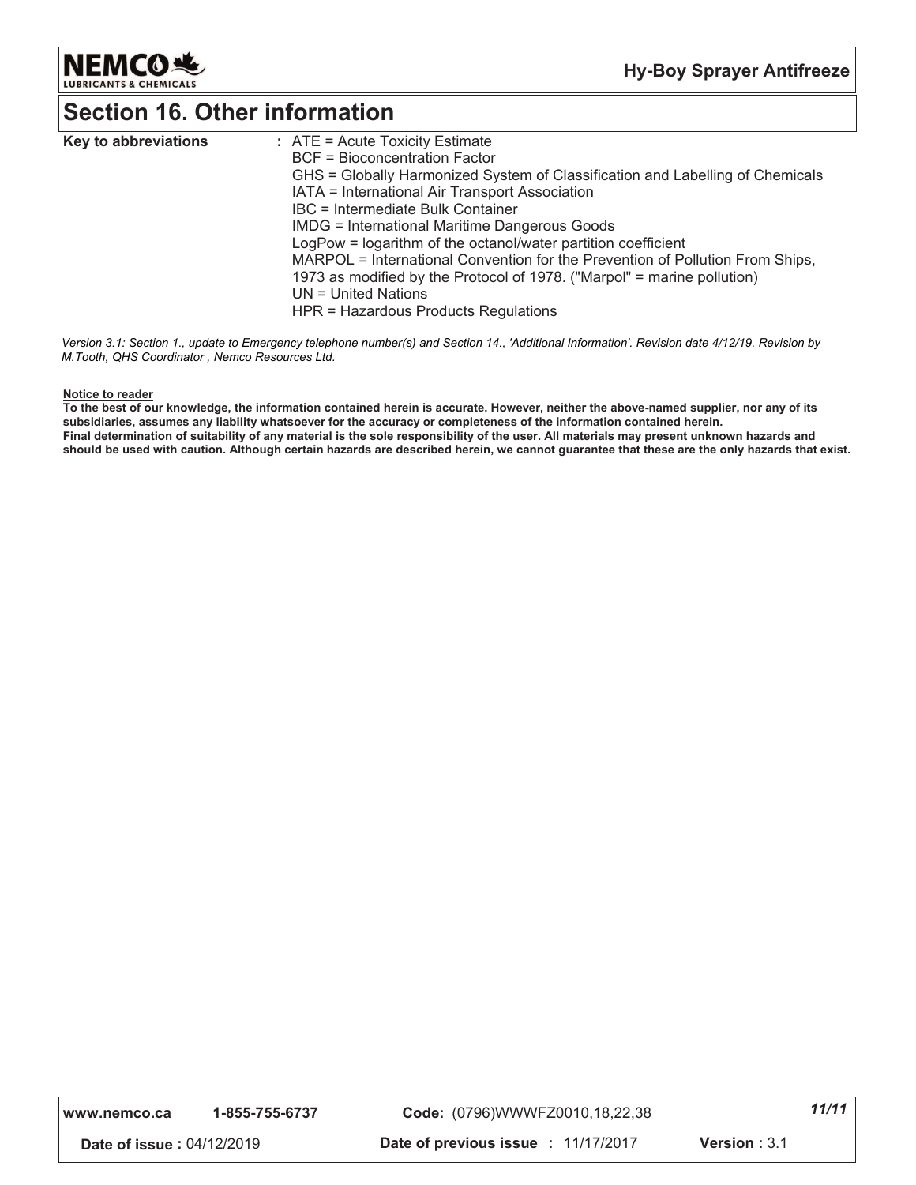## Section 16. Other information

**Key to abbreviations** : ATE = Acute Toxicity Estimate
BCF = Bioconcentration Factor
GHS = Globally Harmonized System of Classification and Labelling of Chemicals
IATA = International Air Transport Association
IBC = Intermediate Bulk Container
IMDG = International Maritime Dangerous Goods
LogPow = logarithm of the octanol/water partition coefficient
MARPOL = International Convention for the Prevention of Pollution From Ships, 1973 as modified by the Protocol of 1978. ("Marpol" = marine pollution)
UN = United Nations
HPR = Hazardous Products Regulations

*Version 3.1: Section 1., update to Emergency telephone number(s) and Section 14., 'Additional Information'. Revision date 4/12/19. Revision by M.Tooth, QHS Coordinator , Nemco Resources Ltd.*

**Notice to reader**

**To the best of our knowledge, the information contained herein is accurate. However, neither the above-named supplier, nor any of its subsidiaries, assumes any liability whatsoever for the accuracy or completeness of the information contained herein.**
**Final determination of suitability of any material is the sole responsibility of the user. All materials may present unknown hazards and should be used with caution. Although certain hazards are described herein, we cannot guarantee that these are the only hazards that exist.**